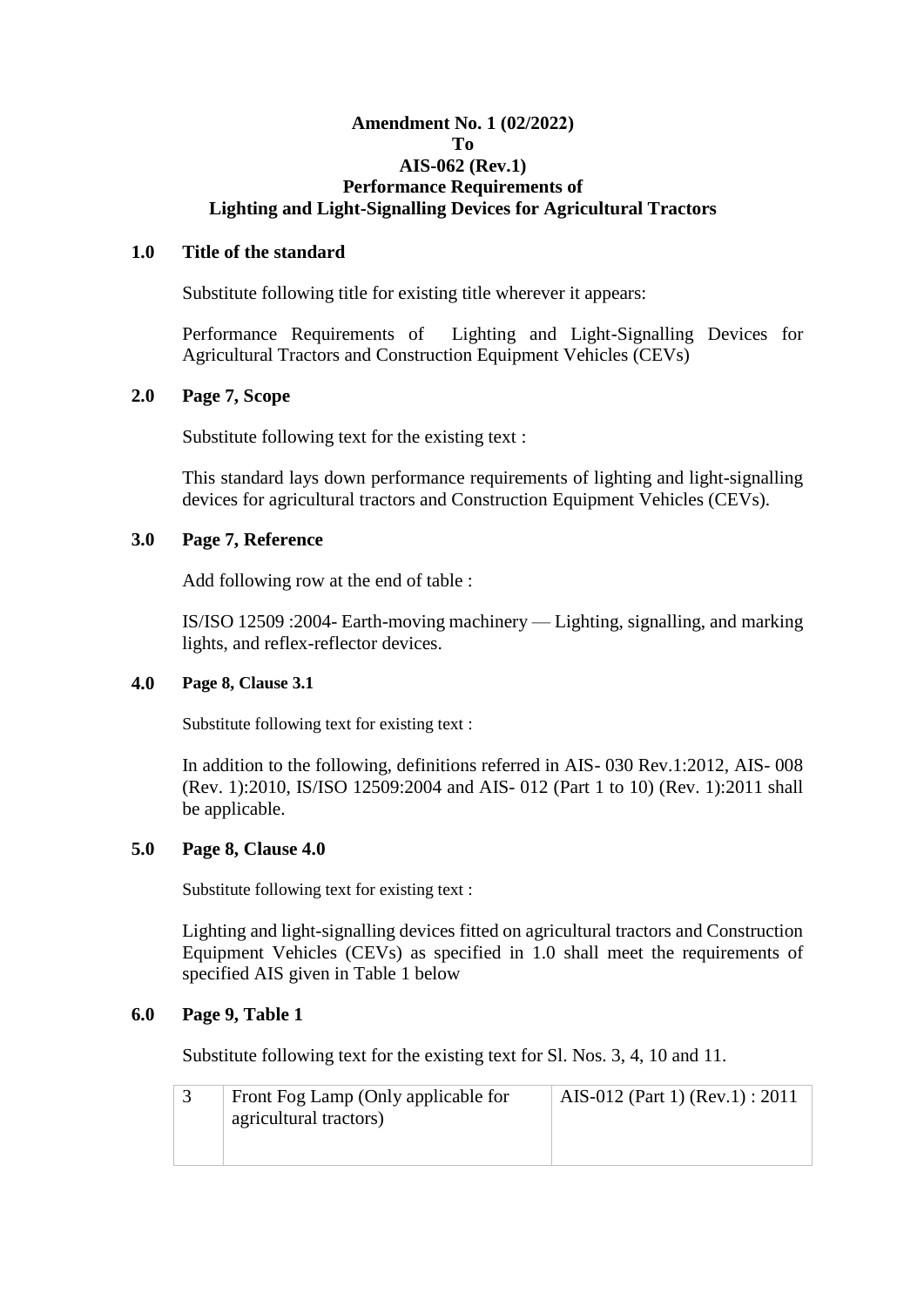# Amendment No. 1 (02/2022)
# To
# AIS-062 (Rev.1)
# Performance Requirements of
# Lighting and Light-Signalling Devices for Agricultural Tractors

## 1.0 Title of the standard

Substitute following title for existing title wherever it appears:

Performance Requirements of Lighting and Light-Signalling Devices for Agricultural Tractors and Construction Equipment Vehicles (CEVs)

## 2.0 Page 7, Scope

Substitute following text for the existing text :

This standard lays down performance requirements of lighting and light-signalling devices for agricultural tractors and Construction Equipment Vehicles (CEVs).

## 3.0 Page 7, Reference

Add following row at the end of table :

IS/ISO 12509 :2004- Earth-moving machinery — Lighting, signalling, and marking lights, and reflex-reflector devices.

## 4.0 Page 8, Clause 3.1

Substitute following text for existing text :

In addition to the following, definitions referred in AIS- 030 Rev.1:2012, AIS- 008 (Rev. 1):2010, IS/ISO 12509:2004 and AIS- 012 (Part 1 to 10) (Rev. 1):2011 shall be applicable.

## 5.0 Page 8, Clause 4.0

Substitute following text for existing text :

Lighting and light-signalling devices fitted on agricultural tractors and Construction Equipment Vehicles (CEVs) as specified in 1.0 shall meet the requirements of specified AIS given in Table 1 below

## 6.0 Page 9, Table 1

Substitute following text for the existing text for Sl. Nos. 3, 4, 10 and 11.

| | | |
|---|---|---|
| 3 | Front Fog Lamp (Only applicable for agricultural tractors) | AIS-012 (Part 1) (Rev.1) : 2011 |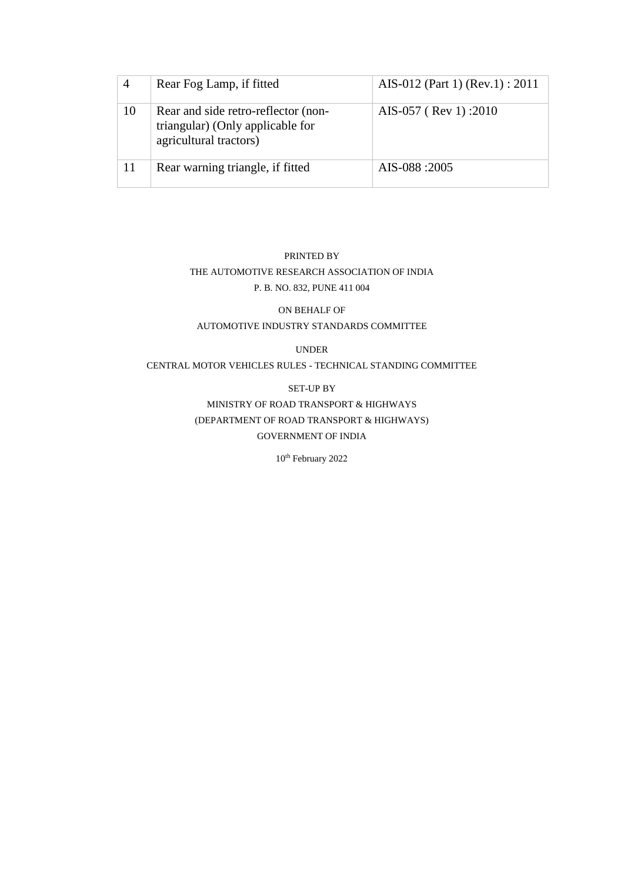| 4 | Rear Fog Lamp, if fitted | AIS-012 (Part 1) (Rev.1) : 2011 |
|---|---|---|
| 10 | Rear and side retro-reflector (non-triangular) (Only applicable for agricultural tractors) | AIS-057 ( Rev 1) :2010 |
| 11 | Rear warning triangle, if fitted | AIS-088 :2005 |

PRINTED BY

THE AUTOMOTIVE RESEARCH ASSOCIATION OF INDIA

P. B. NO. 832, PUNE 411 004

ON BEHALF OF

AUTOMOTIVE INDUSTRY STANDARDS COMMITTEE

UNDER

CENTRAL MOTOR VEHICLES RULES - TECHNICAL STANDING COMMITTEE

SET-UP BY

MINISTRY OF ROAD TRANSPORT & HIGHWAYS

(DEPARTMENT OF ROAD TRANSPORT & HIGHWAYS)

GOVERNMENT OF INDIA

10th February 2022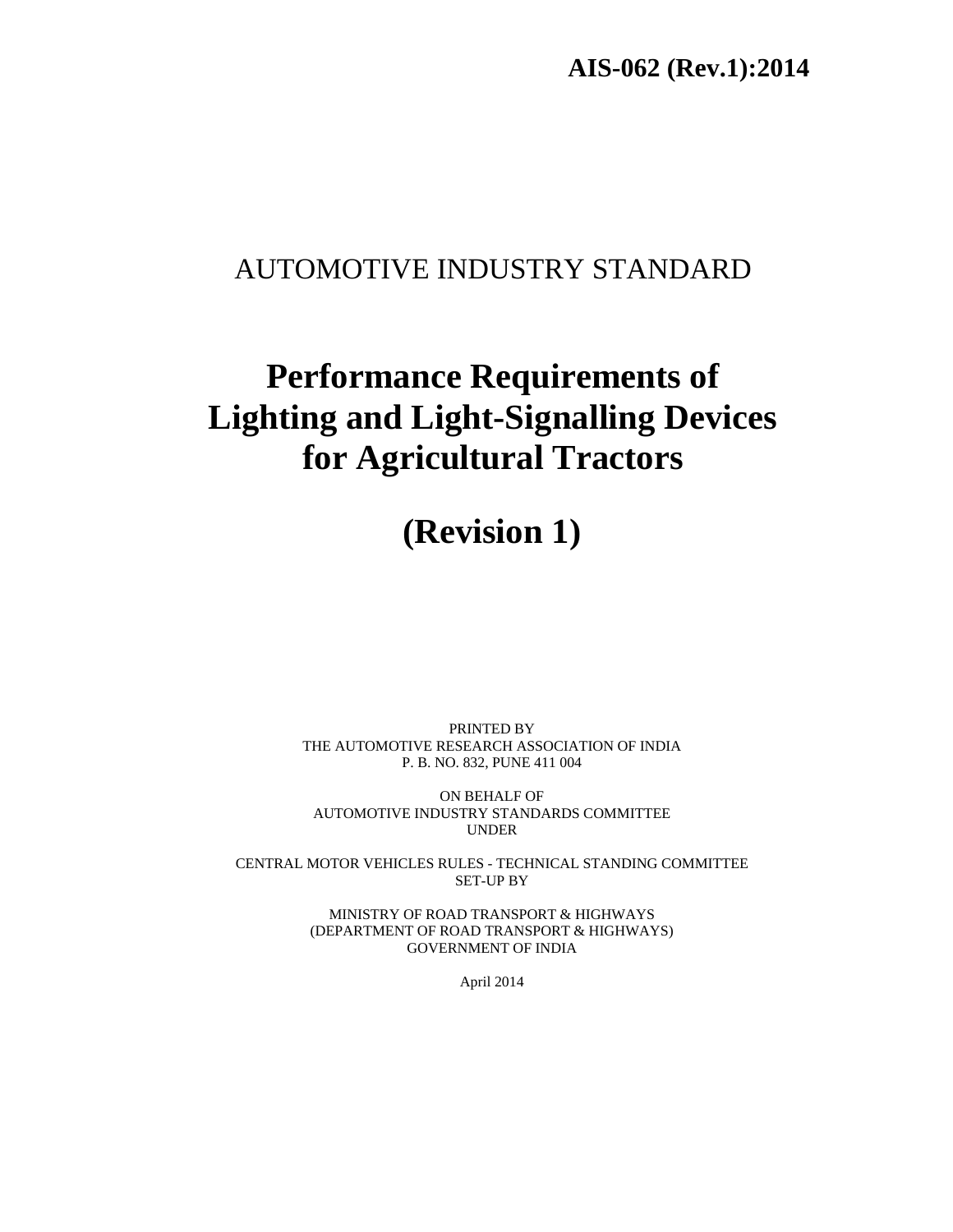**AIS-062 (Rev.1):2014**

AUTOMOTIVE INDUSTRY STANDARD

# Performance Requirements of Lighting and Light-Signalling Devices for Agricultural Tractors

# (Revision 1)

PRINTED BY
THE AUTOMOTIVE RESEARCH ASSOCIATION OF INDIA
P. B. NO. 832, PUNE 411 004

ON BEHALF OF
AUTOMOTIVE INDUSTRY STANDARDS COMMITTEE
UNDER

CENTRAL MOTOR VEHICLES RULES - TECHNICAL STANDING COMMITTEE
SET-UP BY

MINISTRY OF ROAD TRANSPORT & HIGHWAYS
(DEPARTMENT OF ROAD TRANSPORT & HIGHWAYS)
GOVERNMENT OF INDIA

April 2014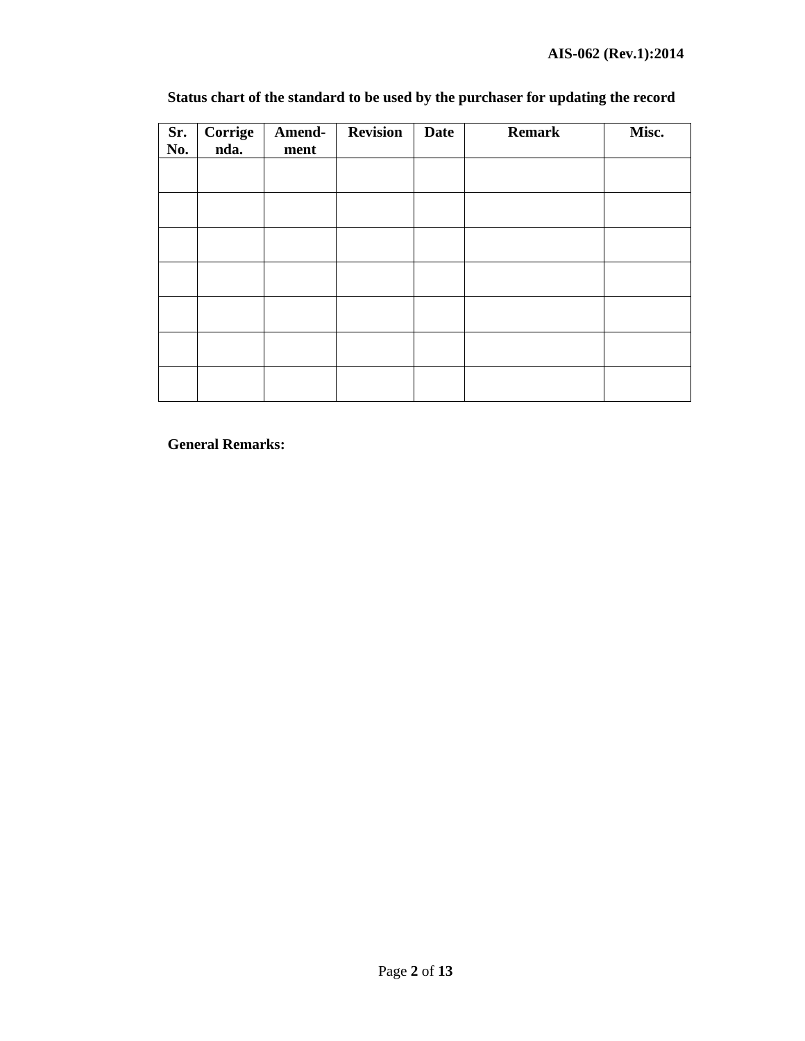**Status chart of the standard to be used by the purchaser for updating the record**

| Sr. No. | Corrige nda. | Amend-ment | Revision | Date | Remark | Misc. |
|---|---|---|---|---|---|---|
| | | | | | | |
| | | | | | | |
| | | | | | | |
| | | | | | | |
| | | | | | | |
| | | | | | | |
| | | | | | | |

**General Remarks:**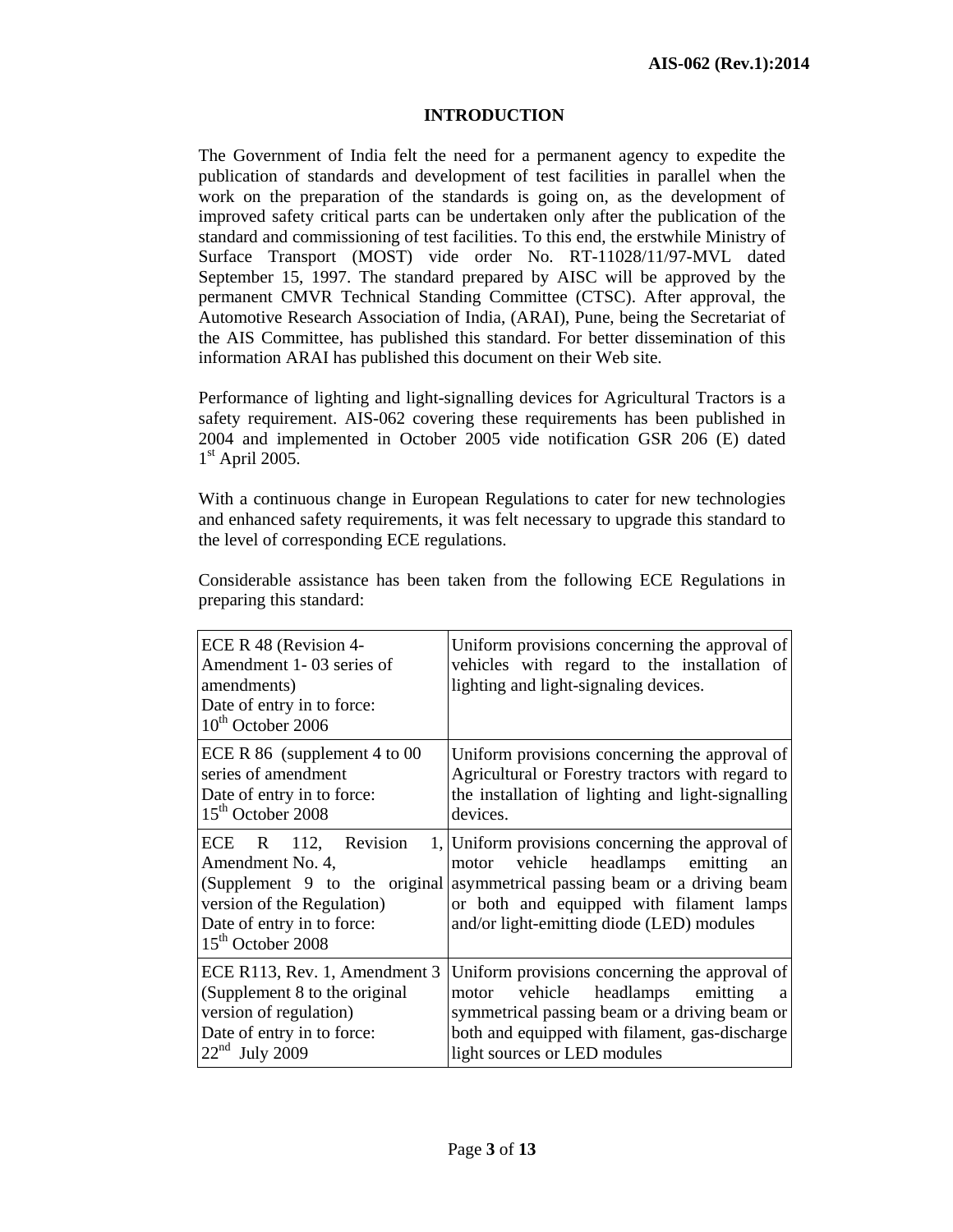# INTRODUCTION

The Government of India felt the need for a permanent agency to expedite the publication of standards and development of test facilities in parallel when the work on the preparation of the standards is going on, as the development of improved safety critical parts can be undertaken only after the publication of the standard and commissioning of test facilities. To this end, the erstwhile Ministry of Surface Transport (MOST) vide order No. RT-11028/11/97-MVL dated September 15, 1997. The standard prepared by AISC will be approved by the permanent CMVR Technical Standing Committee (CTSC). After approval, the Automotive Research Association of India, (ARAI), Pune, being the Secretariat of the AIS Committee, has published this standard. For better dissemination of this information ARAI has published this document on their Web site.

Performance of lighting and light-signalling devices for Agricultural Tractors is a safety requirement. AIS-062 covering these requirements has been published in 2004 and implemented in October 2005 vide notification GSR 206 (E) dated 1st April 2005.

With a continuous change in European Regulations to cater for new technologies and enhanced safety requirements, it was felt necessary to upgrade this standard to the level of corresponding ECE regulations.

Considerable assistance has been taken from the following ECE Regulations in preparing this standard:

| | |
|---|---|
| ECE R 48 (Revision 4- Amendment 1- 03 series of amendments)<br>Date of entry in to force: 10th October 2006 | Uniform provisions concerning the approval of vehicles with regard to the installation of lighting and light-signaling devices. |
| ECE R 86 (supplement 4 to 00 series of amendment<br>Date of entry in to force: 15th October 2008 | Uniform provisions concerning the approval of Agricultural or Forestry tractors with regard to the installation of lighting and light-signalling devices. |
| ECE R 112, Revision 1, Amendment No. 4, (Supplement 9 to the original version of the Regulation)<br>Date of entry in to force: 15th October 2008 | Uniform provisions concerning the approval of motor vehicle headlamps emitting an asymmetrical passing beam or a driving beam or both and equipped with filament lamps and/or light-emitting diode (LED) modules |
| ECE R113, Rev. 1, Amendment 3 (Supplement 8 to the original version of regulation)<br>Date of entry in to force: 22nd July 2009 | Uniform provisions concerning the approval of motor vehicle headlamps emitting a symmetrical passing beam or a driving beam or both and equipped with filament, gas-discharge light sources or LED modules |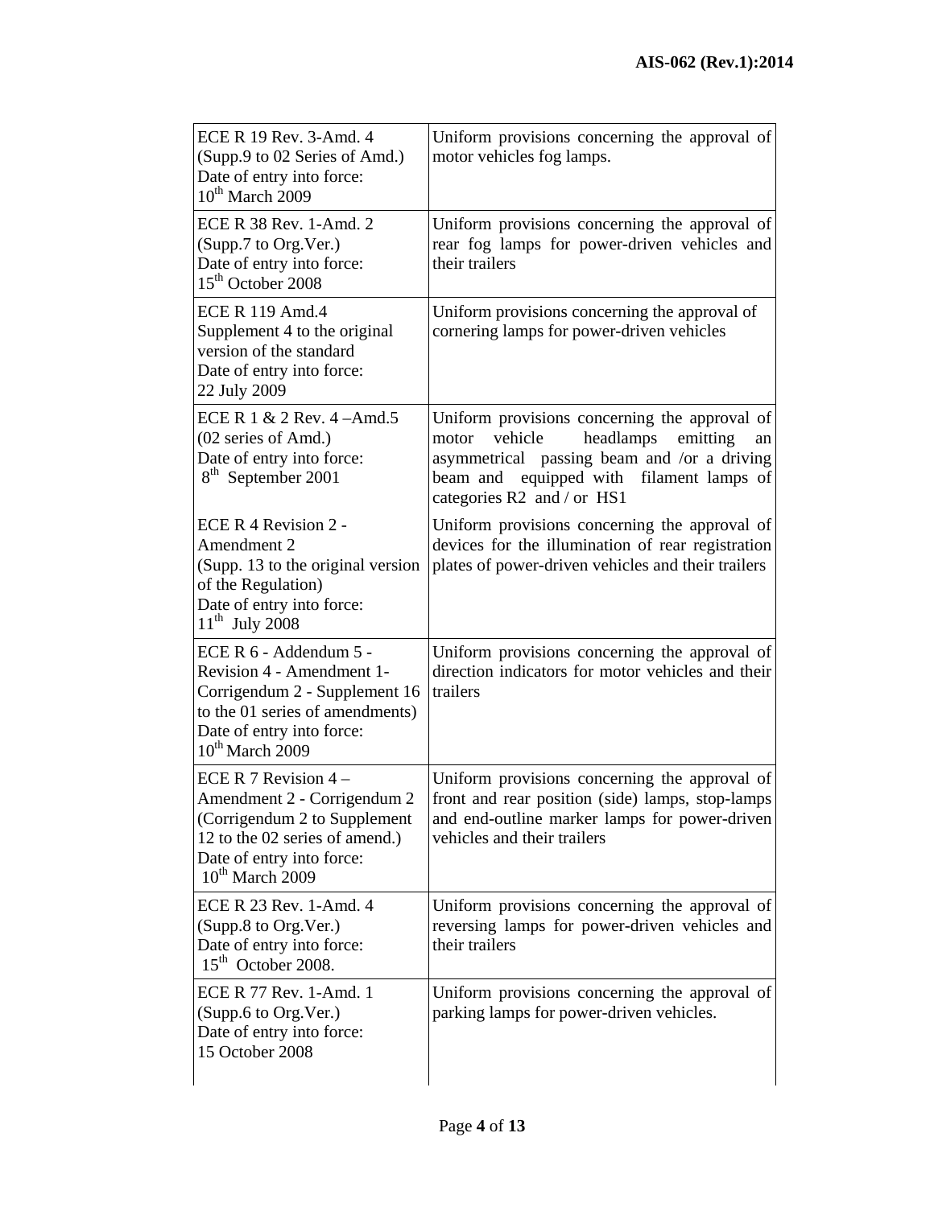| | |
|---|---|
| ECE R 19 Rev. 3-Amd. 4 (Supp.9 to 02 Series of Amd.) Date of entry into force: 10th March 2009 | Uniform provisions concerning the approval of motor vehicles fog lamps. |
| ECE R 38 Rev. 1-Amd. 2 (Supp.7 to Org.Ver.) Date of entry into force: 15th October 2008 | Uniform provisions concerning the approval of rear fog lamps for power-driven vehicles and their trailers |
| ECE R 119 Amd.4 Supplement 4 to the original version of the standard Date of entry into force: 22 July 2009 | Uniform provisions concerning the approval of cornering lamps for power-driven vehicles |
| ECE R 1 & 2 Rev. 4 –Amd.5 (02 series of Amd.) Date of entry into force: 8th September 2001 | Uniform provisions concerning the approval of motor vehicle headlamps emitting an asymmetrical passing beam and /or a driving beam and equipped with filament lamps of categories R2 and / or HS1 |
| ECE R 4 Revision 2 - Amendment 2 (Supp. 13 to the original version of the Regulation) Date of entry into force: 11th July 2008 | Uniform provisions concerning the approval of devices for the illumination of rear registration plates of power-driven vehicles and their trailers |
| ECE R 6 - Addendum 5 - Revision 4 - Amendment 1- Corrigendum 2 - Supplement 16 to the 01 series of amendments) Date of entry into force: 10th March 2009 | Uniform provisions concerning the approval of direction indicators for motor vehicles and their trailers |
| ECE R 7 Revision 4 – Amendment 2 - Corrigendum 2 (Corrigendum 2 to Supplement 12 to the 02 series of amend.) Date of entry into force: 10th March 2009 | Uniform provisions concerning the approval of front and rear position (side) lamps, stop-lamps and end-outline marker lamps for power-driven vehicles and their trailers |
| ECE R 23 Rev. 1-Amd. 4 (Supp.8 to Org.Ver.) Date of entry into force: 15th October 2008. | Uniform provisions concerning the approval of reversing lamps for power-driven vehicles and their trailers |
| ECE R 77 Rev. 1-Amd. 1 (Supp.6 to Org.Ver.) Date of entry into force: 15 October 2008 | Uniform provisions concerning the approval of parking lamps for power-driven vehicles. |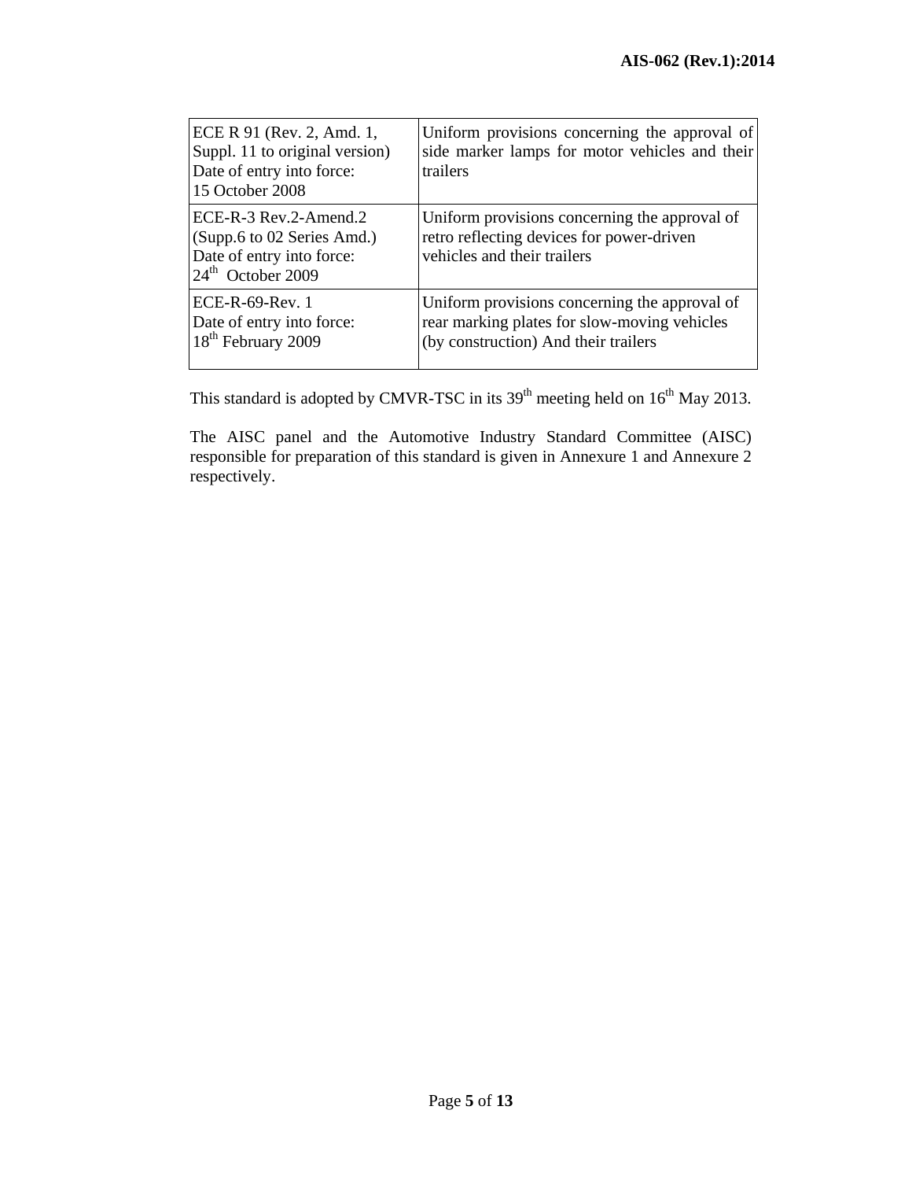| | |
|---|---|
| ECE R 91 (Rev. 2, Amd. 1, Suppl. 11 to original version) Date of entry into force: 15 October 2008 | Uniform provisions concerning the approval of side marker lamps for motor vehicles and their trailers |
| ECE-R-3 Rev.2-Amend.2 (Supp.6 to 02 Series Amd.) Date of entry into force: 24th October 2009 | Uniform provisions concerning the approval of retro reflecting devices for power-driven vehicles and their trailers |
| ECE-R-69-Rev. 1 Date of entry into force: 18th February 2009 | Uniform provisions concerning the approval of rear marking plates for slow-moving vehicles (by construction) And their trailers |

This standard is adopted by CMVR-TSC in its 39th meeting held on 16th May 2013.

The AISC panel and the Automotive Industry Standard Committee (AISC) responsible for preparation of this standard is given in Annexure 1 and Annexure 2 respectively.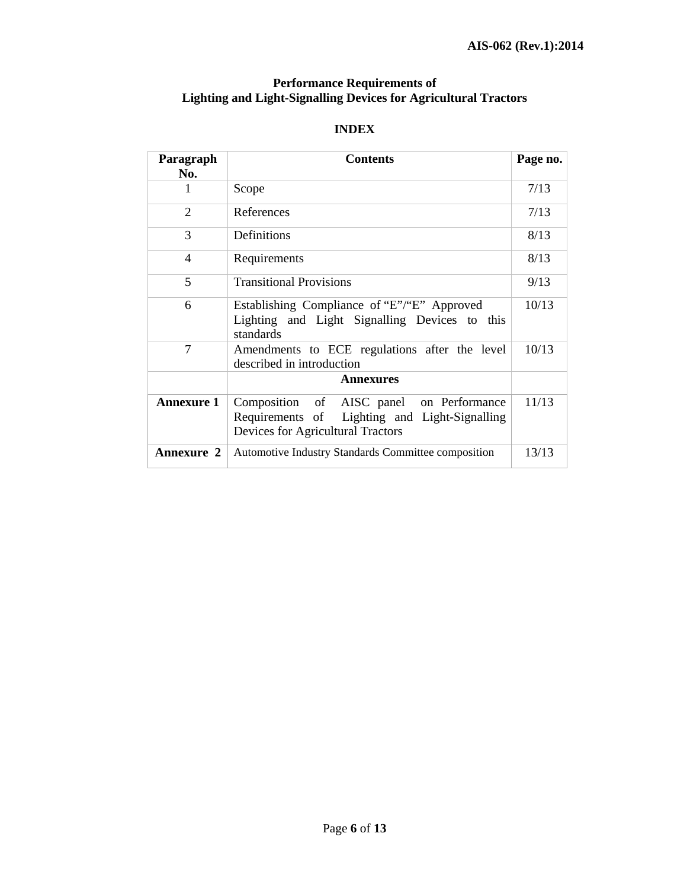# Performance Requirements of Lighting and Light-Signalling Devices for Agricultural Tractors

## INDEX

| Paragraph No. | Contents | Page no. |
|---|---|---|
| 1 | Scope | 7/13 |
| 2 | References | 7/13 |
| 3 | Definitions | 8/13 |
| 4 | Requirements | 8/13 |
| 5 | Transitional Provisions | 9/13 |
| 6 | Establishing Compliance of "E"/"E" Approved Lighting and Light Signalling Devices to this standards | 10/13 |
| 7 | Amendments to ECE regulations after the level described in introduction | 10/13 |
| | **Annexures** | |
| **Annexure 1** | Composition of AISC panel on Performance Requirements of Lighting and Light-Signalling Devices for Agricultural Tractors | 11/13 |
| **Annexure 2** | Automotive Industry Standards Committee composition | 13/13 |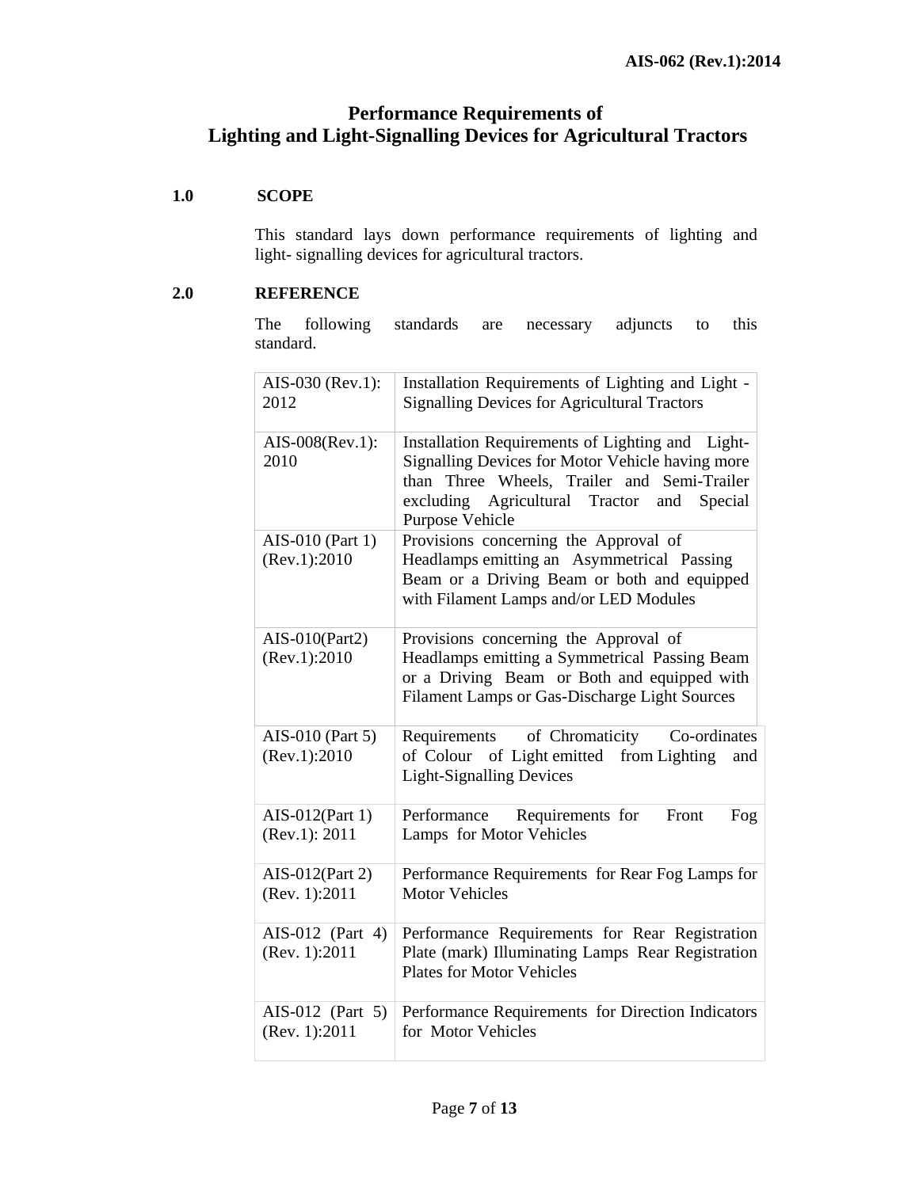# Performance Requirements of Lighting and Light-Signalling Devices for Agricultural Tractors

**1.0 SCOPE**

This standard lays down performance requirements of lighting and light- signalling devices for agricultural tractors.

**2.0 REFERENCE**

The following standards are necessary adjuncts to this standard.

| | |
|---|---|
| AIS-030 (Rev.1): 2012 | Installation Requirements of Lighting and Light - Signalling Devices for Agricultural Tractors |
| AIS-008(Rev.1): 2010 | Installation Requirements of Lighting and Light-Signalling Devices for Motor Vehicle having more than Three Wheels, Trailer and Semi-Trailer excluding Agricultural Tractor and Special Purpose Vehicle |
| AIS-010 (Part 1) (Rev.1):2010 | Provisions concerning the Approval of Headlamps emitting an Asymmetrical Passing Beam or a Driving Beam or both and equipped with Filament Lamps and/or LED Modules |
| AIS-010(Part2) (Rev.1):2010 | Provisions concerning the Approval of Headlamps emitting a Symmetrical Passing Beam or a Driving Beam or Both and equipped with Filament Lamps or Gas-Discharge Light Sources |
| AIS-010 (Part 5) (Rev.1):2010 | Requirements of Chromaticity Co-ordinates of Colour of Light emitted from Lighting and Light-Signalling Devices |
| AIS-012(Part 1) (Rev.1): 2011 | Performance Requirements for Front Fog Lamps for Motor Vehicles |
| AIS-012(Part 2) (Rev. 1):2011 | Performance Requirements for Rear Fog Lamps for Motor Vehicles |
| AIS-012 (Part 4) (Rev. 1):2011 | Performance Requirements for Rear Registration Plate (mark) Illuminating Lamps Rear Registration Plates for Motor Vehicles |
| AIS-012 (Part 5) (Rev. 1):2011 | Performance Requirements for Direction Indicators for Motor Vehicles |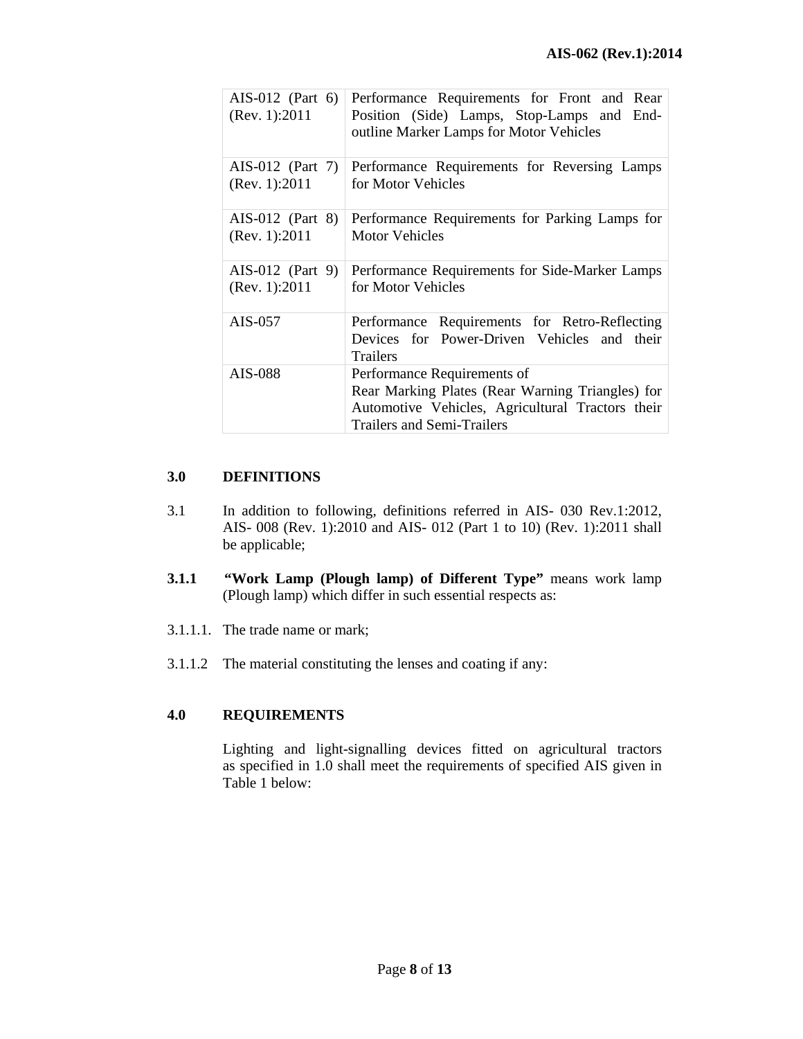| AIS-012 (Part 6) (Rev. 1):2011 | Performance Requirements for Front and Rear Position (Side) Lamps, Stop-Lamps and End-outline Marker Lamps for Motor Vehicles |
|---|---|
| AIS-012 (Part 7) (Rev. 1):2011 | Performance Requirements for Reversing Lamps for Motor Vehicles |
| AIS-012 (Part 8) (Rev. 1):2011 | Performance Requirements for Parking Lamps for Motor Vehicles |
| AIS-012 (Part 9) (Rev. 1):2011 | Performance Requirements for Side-Marker Lamps for Motor Vehicles |
| AIS-057 | Performance Requirements for Retro-Reflecting Devices for Power-Driven Vehicles and their Trailers |
| AIS-088 | Performance Requirements of Rear Marking Plates (Rear Warning Triangles) for Automotive Vehicles, Agricultural Tractors their Trailers and Semi-Trailers |

## 3.0 DEFINITIONS

3.1 In addition to following, definitions referred in AIS- 030 Rev.1:2012, AIS- 008 (Rev. 1):2010 and AIS- 012 (Part 1 to 10) (Rev. 1):2011 shall be applicable;

**3.1.1** **"Work Lamp (Plough lamp) of Different Type"** means work lamp (Plough lamp) which differ in such essential respects as:

3.1.1.1. The trade name or mark;

3.1.1.2 The material constituting the lenses and coating if any:

## 4.0 REQUIREMENTS

Lighting and light-signalling devices fitted on agricultural tractors as specified in 1.0 shall meet the requirements of specified AIS given in Table 1 below: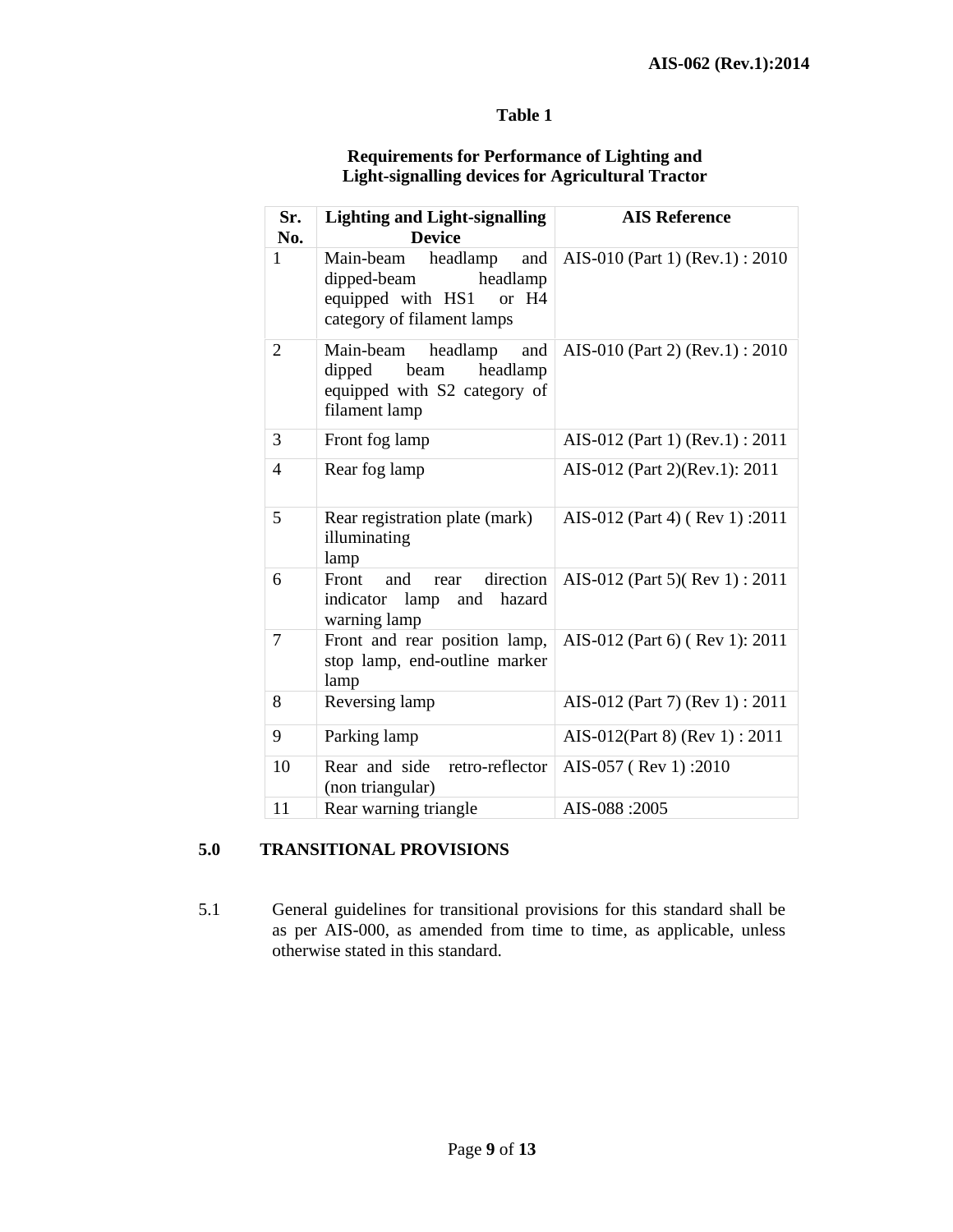**Table 1**

**Requirements for Performance of Lighting and Light-signalling devices for Agricultural Tractor**

| Sr. No. | Lighting and Light-signalling Device | AIS Reference |
|---|---|---|
| 1 | Main-beam headlamp and dipped-beam headlamp equipped with HS1 or H4 category of filament lamps | AIS-010 (Part 1) (Rev.1) : 2010 |
| 2 | Main-beam headlamp and dipped beam headlamp equipped with S2 category of filament lamp | AIS-010 (Part 2) (Rev.1) : 2010 |
| 3 | Front fog lamp | AIS-012 (Part 1) (Rev.1) : 2011 |
| 4 | Rear fog lamp | AIS-012 (Part 2)(Rev.1): 2011 |
| 5 | Rear registration plate (mark) illuminating lamp | AIS-012 (Part 4) ( Rev 1) :2011 |
| 6 | Front and rear direction indicator lamp and hazard warning lamp | AIS-012 (Part 5)( Rev 1) : 2011 |
| 7 | Front and rear position lamp, stop lamp, end-outline marker lamp | AIS-012 (Part 6) ( Rev 1): 2011 |
| 8 | Reversing lamp | AIS-012 (Part 7) (Rev 1) : 2011 |
| 9 | Parking lamp | AIS-012(Part 8) (Rev 1) : 2011 |
| 10 | Rear and side retro-reflector (non triangular) | AIS-057 ( Rev 1) :2010 |
| 11 | Rear warning triangle | AIS-088 :2005 |

## 5.0 TRANSITIONAL PROVISIONS

5.1 General guidelines for transitional provisions for this standard shall be as per AIS-000, as amended from time to time, as applicable, unless otherwise stated in this standard.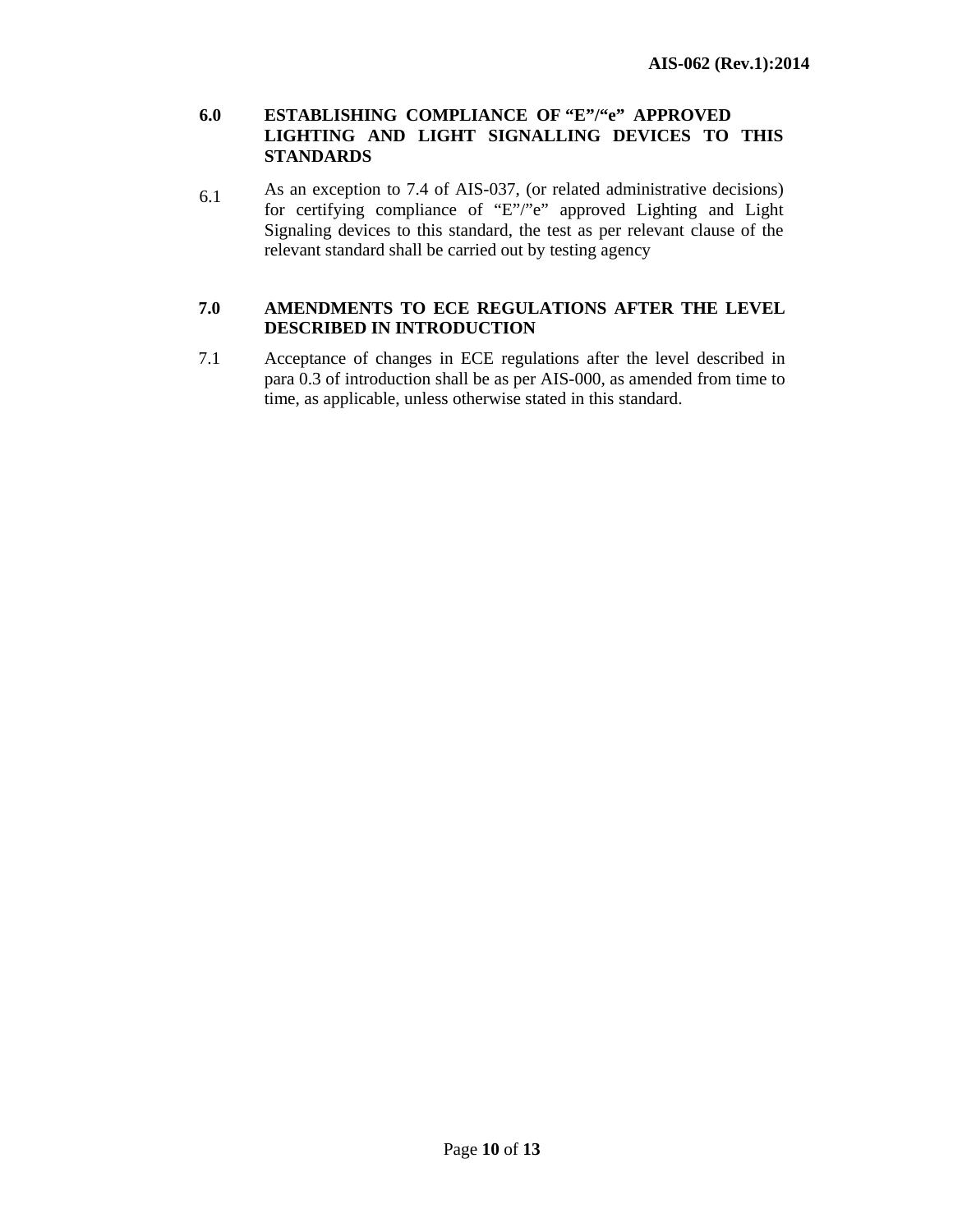## 6.0 ESTABLISHING COMPLIANCE OF "E"/"e" APPROVED LIGHTING AND LIGHT SIGNALLING DEVICES TO THIS STANDARDS

6.1 As an exception to 7.4 of AIS-037, (or related administrative decisions) for certifying compliance of "E"/"e" approved Lighting and Light Signaling devices to this standard, the test as per relevant clause of the relevant standard shall be carried out by testing agency

## 7.0 AMENDMENTS TO ECE REGULATIONS AFTER THE LEVEL DESCRIBED IN INTRODUCTION

7.1 Acceptance of changes in ECE regulations after the level described in para 0.3 of introduction shall be as per AIS-000, as amended from time to time, as applicable, unless otherwise stated in this standard.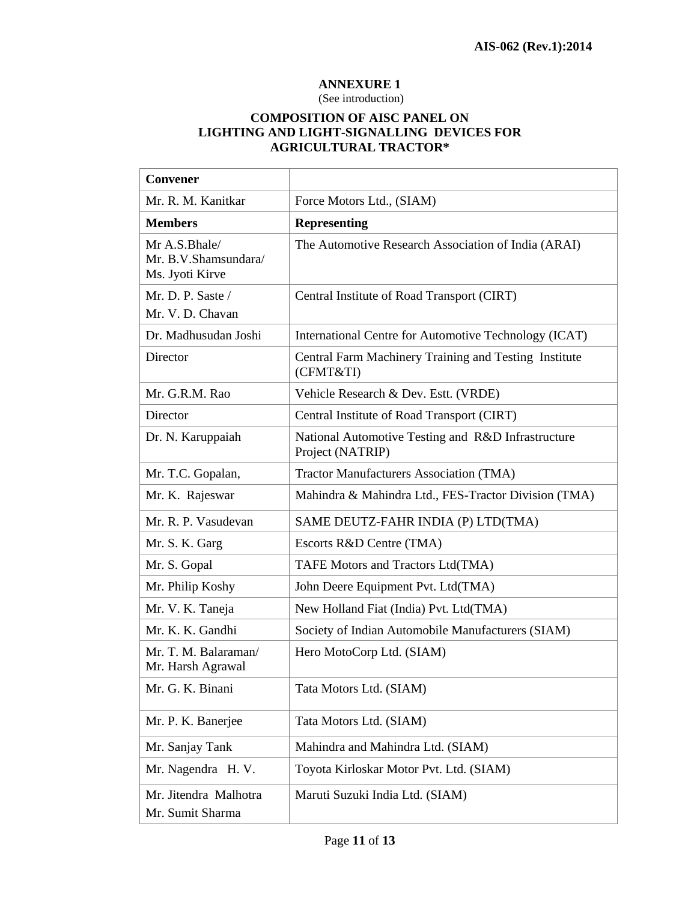**ANNEXURE 1**

(See introduction)

**COMPOSITION OF AISC PANEL ON LIGHTING AND LIGHT-SIGNALLING DEVICES FOR AGRICULTURAL TRACTOR***

| **Convener** | |
|---|---|
| Mr. R. M. Kanitkar | Force Motors Ltd., (SIAM) |
| **Members** | **Representing** |
| Mr A.S.Bhale/ Mr. B.V.Shamsundara/ Ms. Jyoti Kirve | The Automotive Research Association of India (ARAI) |
| Mr. D. P. Saste / Mr. V. D. Chavan | Central Institute of Road Transport (CIRT) |
| Dr. Madhusudan Joshi | International Centre for Automotive Technology (ICAT) |
| Director | Central Farm Machinery Training and Testing Institute (CFMT&TI) |
| Mr. G.R.M. Rao | Vehicle Research & Dev. Estt. (VRDE) |
| Director | Central Institute of Road Transport (CIRT) |
| Dr. N. Karuppaiah | National Automotive Testing and R&D Infrastructure Project (NATRIP) |
| Mr. T.C. Gopalan, | Tractor Manufacturers Association (TMA) |
| Mr. K. Rajeswar | Mahindra & Mahindra Ltd., FES-Tractor Division (TMA) |
| Mr. R. P. Vasudevan | SAME DEUTZ-FAHR INDIA (P) LTD(TMA) |
| Mr. S. K. Garg | Escorts R&D Centre (TMA) |
| Mr. S. Gopal | TAFE Motors and Tractors Ltd(TMA) |
| Mr. Philip Koshy | John Deere Equipment Pvt. Ltd(TMA) |
| Mr. V. K. Taneja | New Holland Fiat (India) Pvt. Ltd(TMA) |
| Mr. K. K. Gandhi | Society of Indian Automobile Manufacturers (SIAM) |
| Mr. T. M. Balaraman/ Mr. Harsh Agrawal | Hero MotoCorp Ltd. (SIAM) |
| Mr. G. K. Binani | Tata Motors Ltd. (SIAM) |
| Mr. P. K. Banerjee | Tata Motors Ltd. (SIAM) |
| Mr. Sanjay Tank | Mahindra and Mahindra Ltd. (SIAM) |
| Mr. Nagendra H. V. | Toyota Kirloskar Motor Pvt. Ltd. (SIAM) |
| Mr. Jitendra Malhotra Mr. Sumit Sharma | Maruti Suzuki India Ltd. (SIAM) |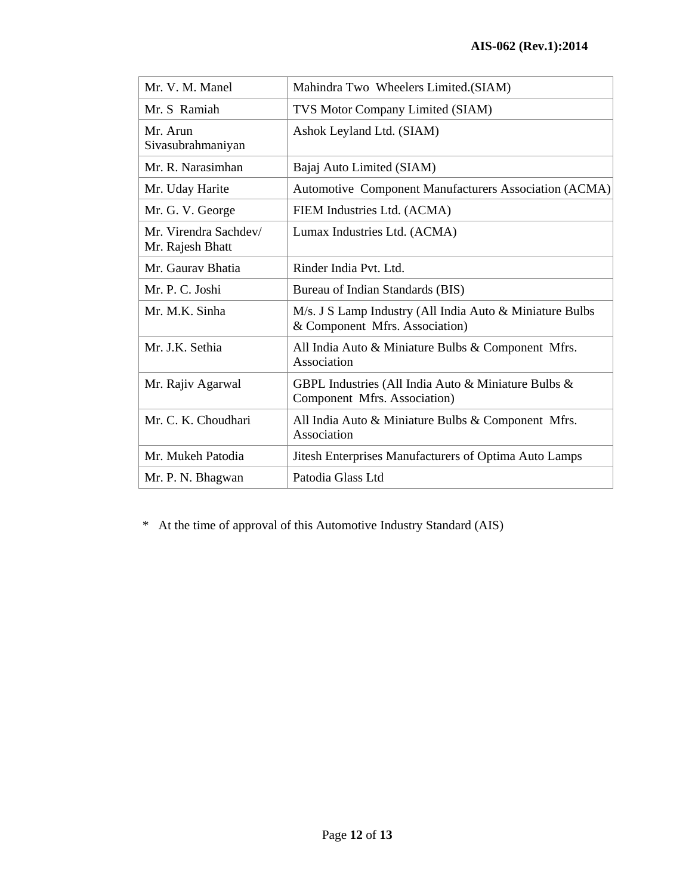| | |
|---|---|
| Mr. V. M. Manel | Mahindra Two Wheelers Limited.(SIAM) |
| Mr. S Ramiah | TVS Motor Company Limited (SIAM) |
| Mr. Arun Sivasubrahmaniyan | Ashok Leyland Ltd. (SIAM) |
| Mr. R. Narasimhan | Bajaj Auto Limited (SIAM) |
| Mr. Uday Harite | Automotive Component Manufacturers Association (ACMA) |
| Mr. G. V. George | FIEM Industries Ltd. (ACMA) |
| Mr. Virendra Sachdev/ Mr. Rajesh Bhatt | Lumax Industries Ltd. (ACMA) |
| Mr. Gaurav Bhatia | Rinder India Pvt. Ltd. |
| Mr. P. C. Joshi | Bureau of Indian Standards (BIS) |
| Mr. M.K. Sinha | M/s. J S Lamp Industry (All India Auto & Miniature Bulbs & Component Mfrs. Association) |
| Mr. J.K. Sethia | All India Auto & Miniature Bulbs & Component Mfrs. Association |
| Mr. Rajiv Agarwal | GBPL Industries (All India Auto & Miniature Bulbs & Component Mfrs. Association) |
| Mr. C. K. Choudhari | All India Auto & Miniature Bulbs & Component Mfrs. Association |
| Mr. Mukeh Patodia | Jitesh Enterprises Manufacturers of Optima Auto Lamps |
| Mr. P. N. Bhagwan | Patodia Glass Ltd |

\* At the time of approval of this Automotive Industry Standard (AIS)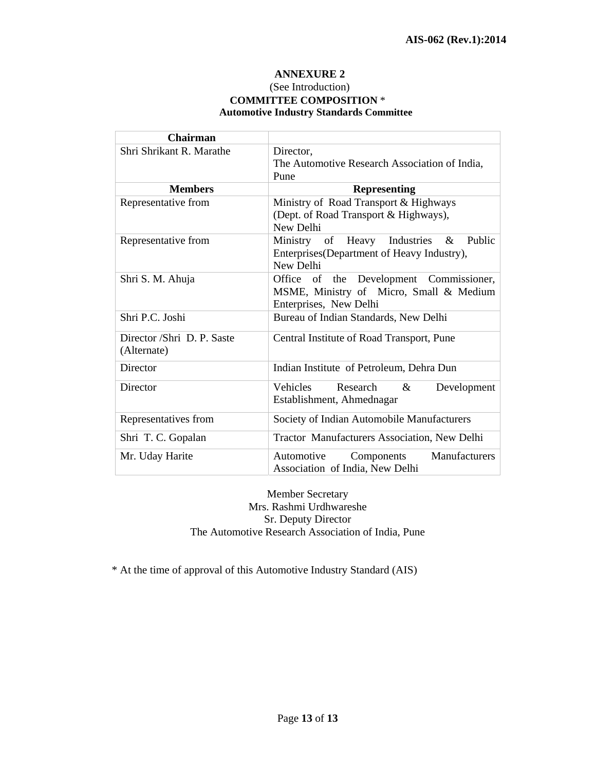# ANNEXURE 2

(See Introduction)

**COMMITTEE COMPOSITION** *

**Automotive Industry Standards Committee**

| **Chairman** | |
|---|---|
| Shri Shrikant R. Marathe | Director, The Automotive Research Association of India, Pune |
| **Members** | **Representing** |
| Representative from | Ministry of Road Transport & Highways (Dept. of Road Transport & Highways), New Delhi |
| Representative from | Ministry of Heavy Industries & Public Enterprises(Department of Heavy Industry), New Delhi |
| Shri S. M. Ahuja | Office of the Development Commissioner, MSME, Ministry of Micro, Small & Medium Enterprises, New Delhi |
| Shri P.C. Joshi | Bureau of Indian Standards, New Delhi |
| Director /Shri D. P. Saste (Alternate) | Central Institute of Road Transport, Pune |
| Director | Indian Institute of Petroleum, Dehra Dun |
| Director | Vehicles Research & Development Establishment, Ahmednagar |
| Representatives from | Society of Indian Automobile Manufacturers |
| Shri T. C. Gopalan | Tractor Manufacturers Association, New Delhi |
| Mr. Uday Harite | Automotive Components Manufacturers Association of India, New Delhi |

Member Secretary
Mrs. Rashmi Urdhwareshe
Sr. Deputy Director
The Automotive Research Association of India, Pune

* At the time of approval of this Automotive Industry Standard (AIS)